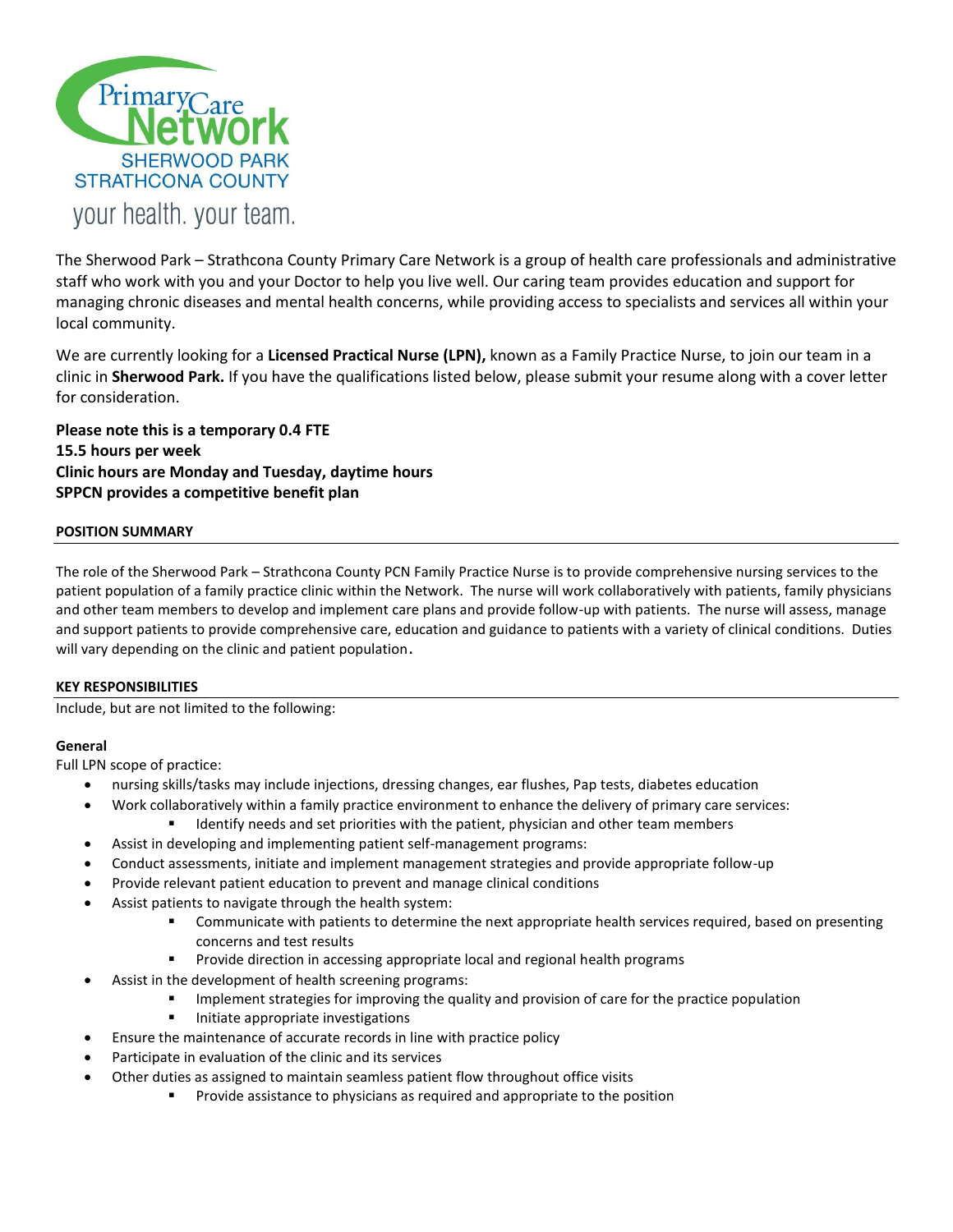Primary Care Network
SHERWOOD PARK
STRATHCONA COUNTY
your health. your team.

The Sherwood Park – Strathcona County Primary Care Network is a group of health care professionals and administrative staff who work with you and your Doctor to help you live well. Our caring team provides education and support for managing chronic diseases and mental health concerns, while providing access to specialists and services all within your local community.

We are currently looking for a **Licensed Practical Nurse (LPN),** known as a Family Practice Nurse, to join our team in a clinic in **Sherwood Park.** If you have the qualifications listed below, please submit your resume along with a cover letter for consideration.

**Please note this is a temporary 0.4 FTE**
**15.5 hours per week**
**Clinic hours are Monday and Tuesday, daytime hours**
**SPPCN provides a competitive benefit plan**

## POSITION SUMMARY

The role of the Sherwood Park – Strathcona County PCN Family Practice Nurse is to provide comprehensive nursing services to the patient population of a family practice clinic within the Network. The nurse will work collaboratively with patients, family physicians and other team members to develop and implement care plans and provide follow-up with patients. The nurse will assess, manage and support patients to provide comprehensive care, education and guidance to patients with a variety of clinical conditions. Duties will vary depending on the clinic and patient population.

## KEY RESPONSIBILITIES

Include, but are not limited to the following:

### General

Full LPN scope of practice:

- nursing skills/tasks may include injections, dressing changes, ear flushes, Pap tests, diabetes education
- Work collaboratively within a family practice environment to enhance the delivery of primary care services:
  - Identify needs and set priorities with the patient, physician and other team members
- Assist in developing and implementing patient self-management programs:
- Conduct assessments, initiate and implement management strategies and provide appropriate follow-up
- Provide relevant patient education to prevent and manage clinical conditions
- Assist patients to navigate through the health system:
  - Communicate with patients to determine the next appropriate health services required, based on presenting concerns and test results
  - Provide direction in accessing appropriate local and regional health programs
- Assist in the development of health screening programs:
  - Implement strategies for improving the quality and provision of care for the practice population
  - Initiate appropriate investigations
- Ensure the maintenance of accurate records in line with practice policy
- Participate in evaluation of the clinic and its services
- Other duties as assigned to maintain seamless patient flow throughout office visits
  - Provide assistance to physicians as required and appropriate to the position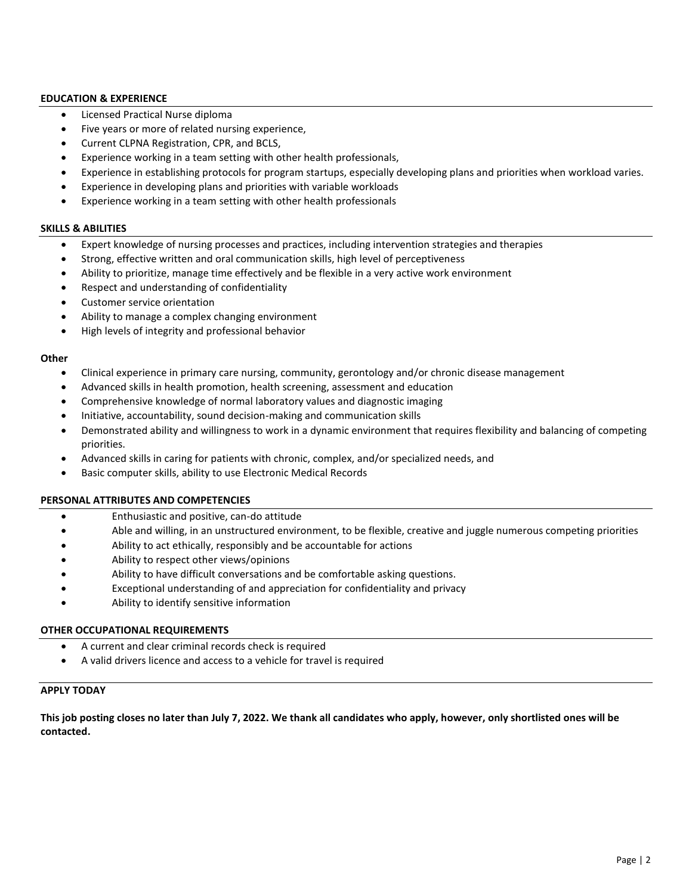## EDUCATION & EXPERIENCE

- Licensed Practical Nurse diploma
- Five years or more of related nursing experience,
- Current CLPNA Registration, CPR, and BCLS,
- Experience working in a team setting with other health professionals,
- Experience in establishing protocols for program startups, especially developing plans and priorities when workload varies.
- Experience in developing plans and priorities with variable workloads
- Experience working in a team setting with other health professionals

## SKILLS & ABILITIES

- Expert knowledge of nursing processes and practices, including intervention strategies and therapies
- Strong, effective written and oral communication skills, high level of perceptiveness
- Ability to prioritize, manage time effectively and be flexible in a very active work environment
- Respect and understanding of confidentiality
- Customer service orientation
- Ability to manage a complex changing environment
- High levels of integrity and professional behavior

### Other

- Clinical experience in primary care nursing, community, gerontology and/or chronic disease management
- Advanced skills in health promotion, health screening, assessment and education
- Comprehensive knowledge of normal laboratory values and diagnostic imaging
- Initiative, accountability, sound decision-making and communication skills
- Demonstrated ability and willingness to work in a dynamic environment that requires flexibility and balancing of competing priorities.
- Advanced skills in caring for patients with chronic, complex, and/or specialized needs, and
- Basic computer skills, ability to use Electronic Medical Records

## PERSONAL ATTRIBUTES AND COMPETENCIES

- Enthusiastic and positive, can-do attitude
- Able and willing, in an unstructured environment, to be flexible, creative and juggle numerous competing priorities
- Ability to act ethically, responsibly and be accountable for actions
- Ability to respect other views/opinions
- Ability to have difficult conversations and be comfortable asking questions.
- Exceptional understanding of and appreciation for confidentiality and privacy
- Ability to identify sensitive information

## OTHER OCCUPATIONAL REQUIREMENTS

- A current and clear criminal records check is required
- A valid drivers licence and access to a vehicle for travel is required

## APPLY TODAY

**This job posting closes no later than July 7, 2022. We thank all candidates who apply, however, only shortlisted ones will be contacted.**